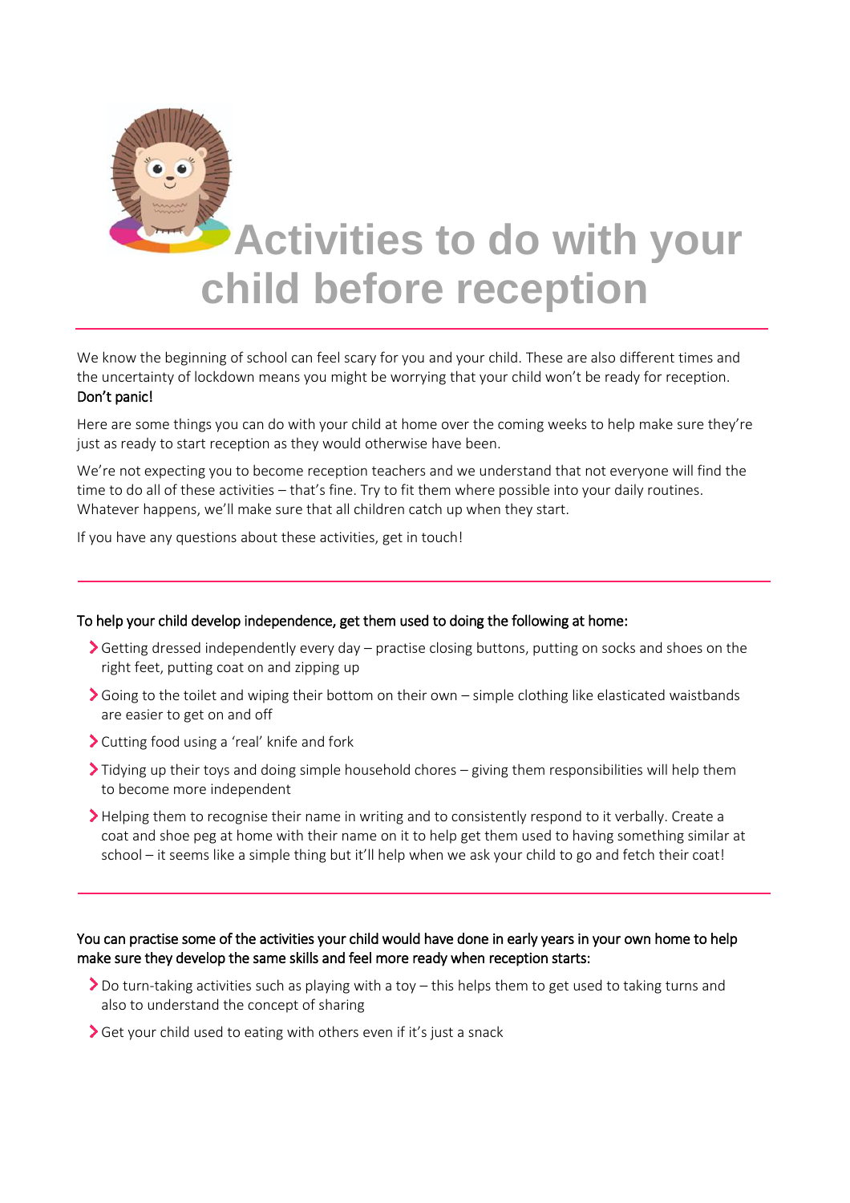# Activities to do with your child before reception

We know the beginning of school can feel scary for you and your child. These are also different times and the uncertainty of lockdown means you might be worrying that your child won't be ready for reception. **Don't panic!**

Here are some things you can do with your child at home over the coming weeks to help make sure they're just as ready to start reception as they would otherwise have been.

We're not expecting you to become reception teachers and we understand that not everyone will find the time to do all of these activities – that's fine. Try to fit them where possible into your daily routines. Whatever happens, we'll make sure that all children catch up when they start.

If you have any questions about these activities, get in touch!

---

**To help your child develop independence, get them used to doing the following at home:**

- Getting dressed independently every day – practise closing buttons, putting on socks and shoes on the right feet, putting coat on and zipping up
- Going to the toilet and wiping their bottom on their own – simple clothing like elasticated waistbands are easier to get on and off
- Cutting food using a 'real' knife and fork
- Tidying up their toys and doing simple household chores – giving them responsibilities will help them to become more independent
- Helping them to recognise their name in writing and to consistently respond to it verbally. Create a coat and shoe peg at home with their name on it to help get them used to having something similar at school – it seems like a simple thing but it'll help when we ask your child to go and fetch their coat!

---

**You can practise some of the activities your child would have done in early years in your own home to help make sure they develop the same skills and feel more ready when reception starts:**

- Do turn-taking activities such as playing with a toy – this helps them to get used to taking turns and also to understand the concept of sharing
- Get your child used to eating with others even if it's just a snack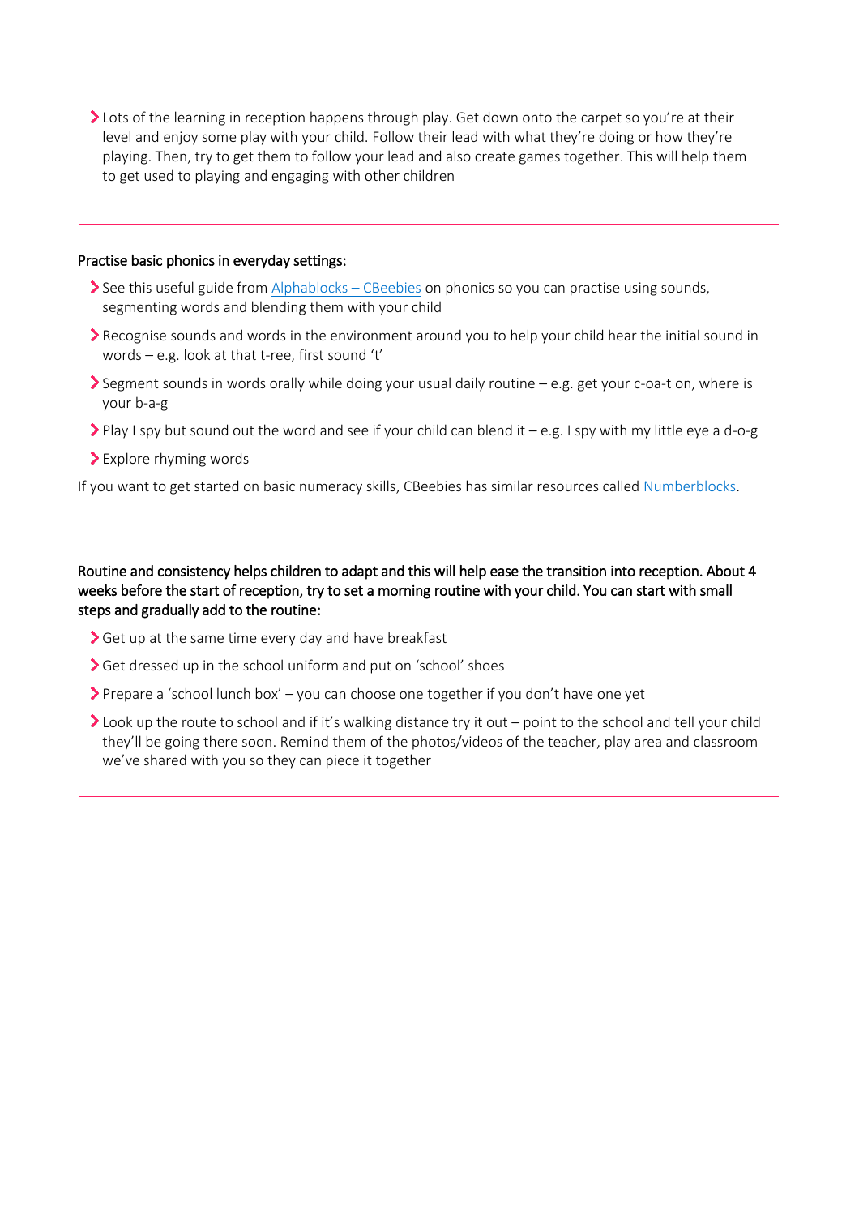- Lots of the learning in reception happens through play. Get down onto the carpet so you're at their level and enjoy some play with your child. Follow their lead with what they're doing or how they're playing. Then, try to get them to follow your lead and also create games together. This will help them to get used to playing and engaging with other children

---

Practise basic phonics in everyday settings:

- See this useful guide from Alphablocks – CBeebies on phonics so you can practise using sounds, segmenting words and blending them with your child
- Recognise sounds and words in the environment around you to help your child hear the initial sound in words – e.g. look at that t-ree, first sound 't'
- Segment sounds in words orally while doing your usual daily routine – e.g. get your c-oa-t on, where is your b-a-g
- Play I spy but sound out the word and see if your child can blend it – e.g. I spy with my little eye a d-o-g
- Explore rhyming words

If you want to get started on basic numeracy skills, CBeebies has similar resources called Numberblocks.

---

Routine and consistency helps children to adapt and this will help ease the transition into reception. About 4 weeks before the start of reception, try to set a morning routine with your child. You can start with small steps and gradually add to the routine:

- Get up at the same time every day and have breakfast
- Get dressed up in the school uniform and put on 'school' shoes
- Prepare a 'school lunch box' – you can choose one together if you don't have one yet
- Look up the route to school and if it's walking distance try it out – point to the school and tell your child they'll be going there soon. Remind them of the photos/videos of the teacher, play area and classroom we've shared with you so they can piece it together

---